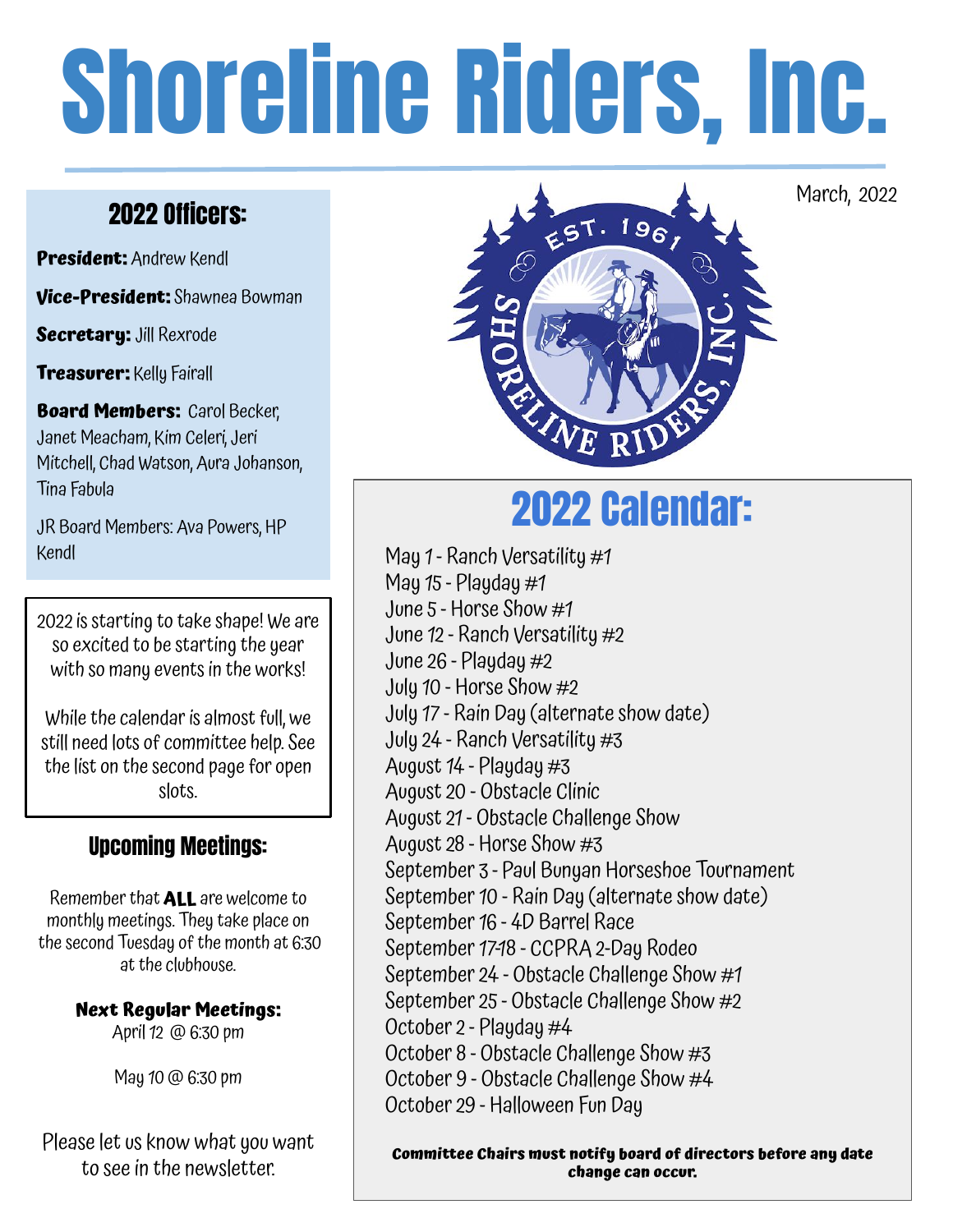# Shoreline Riders, Inc.

March, 2022

## 2022 Officers:

**President:** Andrew Kendl

**Vice-President:** Shawnea Bowman

**Secretary:** Jill Rexrode

**Treasurer:** Kelly Fairall

**Board Members:** Carol Becker, Janet Meacham, Kim Celeri, Jeri Mitchell, Chad Watson, Aura Johanson, Tina Fabula

JR Board Members: Ava Powers, HP Kendl

2022 is starting to take shape! We are so excited to be starting the year with so many events in the works!

While the calendar is almost full, we still need lots of committee help. See the list on the second page for open slots.

## Upcoming Meetings:

Remember that **ALL** are welcome to monthly meetings. They take place on the second Tuesday of the month at 6:30 at the clubhouse.

**Next Regular Meetings:**
April 12 @ 6:30 pm

May 10 @ 6:30 pm

Please let us know what you want to see in the newsletter.

## 2022 Calendar:

May 1 - Ranch Versatility #1
May 15 - Playday #1
June 5 - Horse Show #1
June 12 - Ranch Versatility #2
June 26 - Playday #2
July 10 - Horse Show #2
July 17 - Rain Day (alternate show date)
July 24 - Ranch Versatility #3
August 14 - Playday #3
August 20 - Obstacle Clinic
August 21 - Obstacle Challenge Show
August 28 - Horse Show #3
September 3 - Paul Bunyan Horseshoe Tournament
September 10 - Rain Day (alternate show date)
September 16 - 4D Barrel Race
September 17-18 - CCPRA 2-Day Rodeo
September 24 - Obstacle Challenge Show #1
September 25 - Obstacle Challenge Show #2
October 2 - Playday #4
October 8 - Obstacle Challenge Show #3
October 9 - Obstacle Challenge Show #4
October 29 - Halloween Fun Day

**Committee Chairs must notify board of directors before any date change can occur.**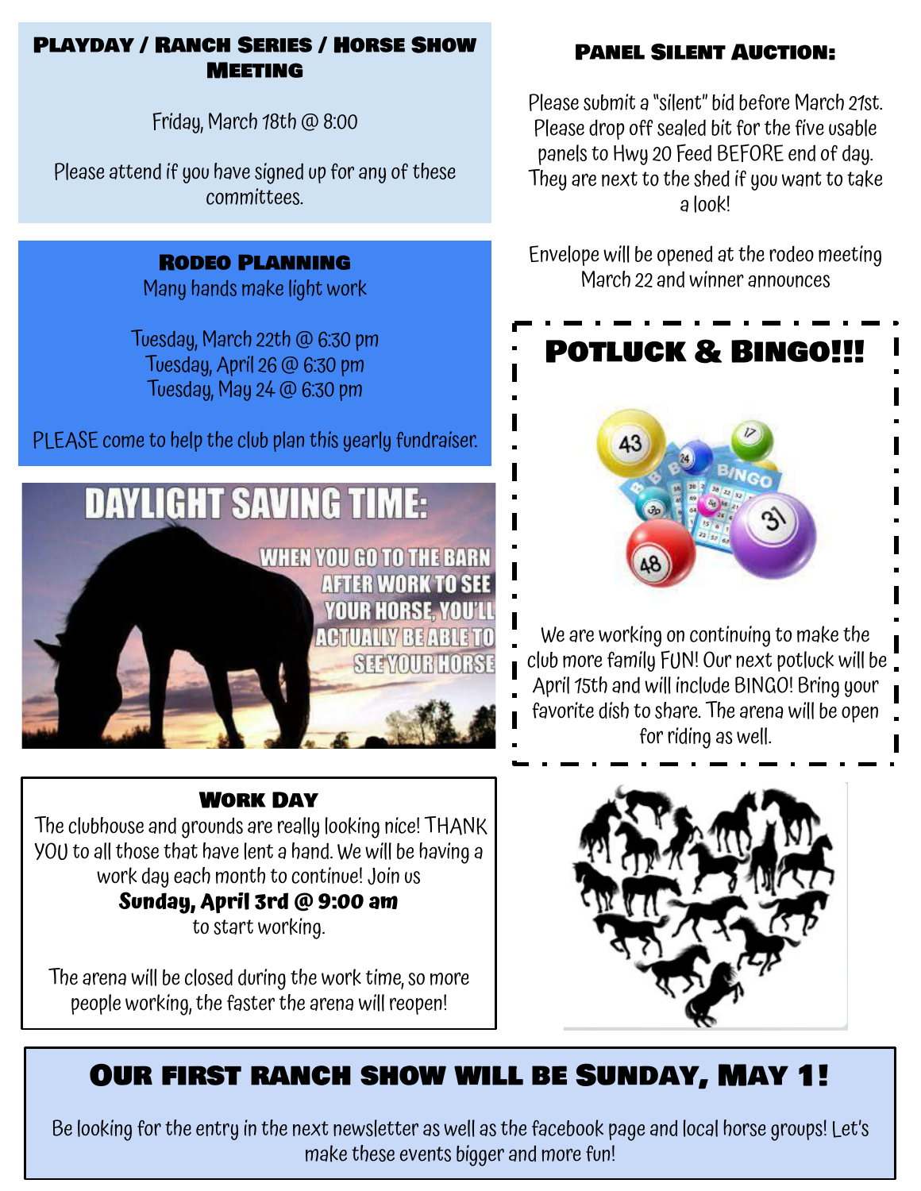## Playday / Ranch Series / Horse Show Meeting

Friday, March 18th @ 8:00

Please attend if you have signed up for any of these committees.

## Rodeo Planning

Many hands make light work

Tuesday, March 22th @ 6:30 pm
Tuesday, April 26 @ 6:30 pm
Tuesday, May 24 @ 6:30 pm

PLEASE come to help the club plan this yearly fundraiser.

DAYLIGHT SAVING TIME:

WHEN YOU GO TO THE BARN AFTER WORK TO SEE YOUR HORSE, YOU'LL ACTUALLY BE ABLE TO SEE YOUR HORSE

## Work Day

The clubhouse and grounds are really looking nice! THANK YOU to all those that have lent a hand. We will be having a work day each month to continue! Join us

**Sunday, April 3rd @ 9:00 am**

to start working.

The arena will be closed during the work time, so more people working, the faster the arena will reopen!

## Panel Silent Auction:

Please submit a "silent" bid before March 21st. Please drop off sealed bit for the five usable panels to Hwy 20 Feed BEFORE end of day. They are next to the shed if you want to take a look!

Envelope will be opened at the rodeo meeting March 22 and winner announces

## Potluck & Bingo!!!

We are working on continuing to make the club more family FUN! Our next potluck will be April 15th and will include BINGO! Bring your favorite dish to share. The arena will be open for riding as well.

## Our first ranch show will be Sunday, May 1!

Be looking for the entry in the next newsletter as well as the facebook page and local horse groups! Let's make these events bigger and more fun!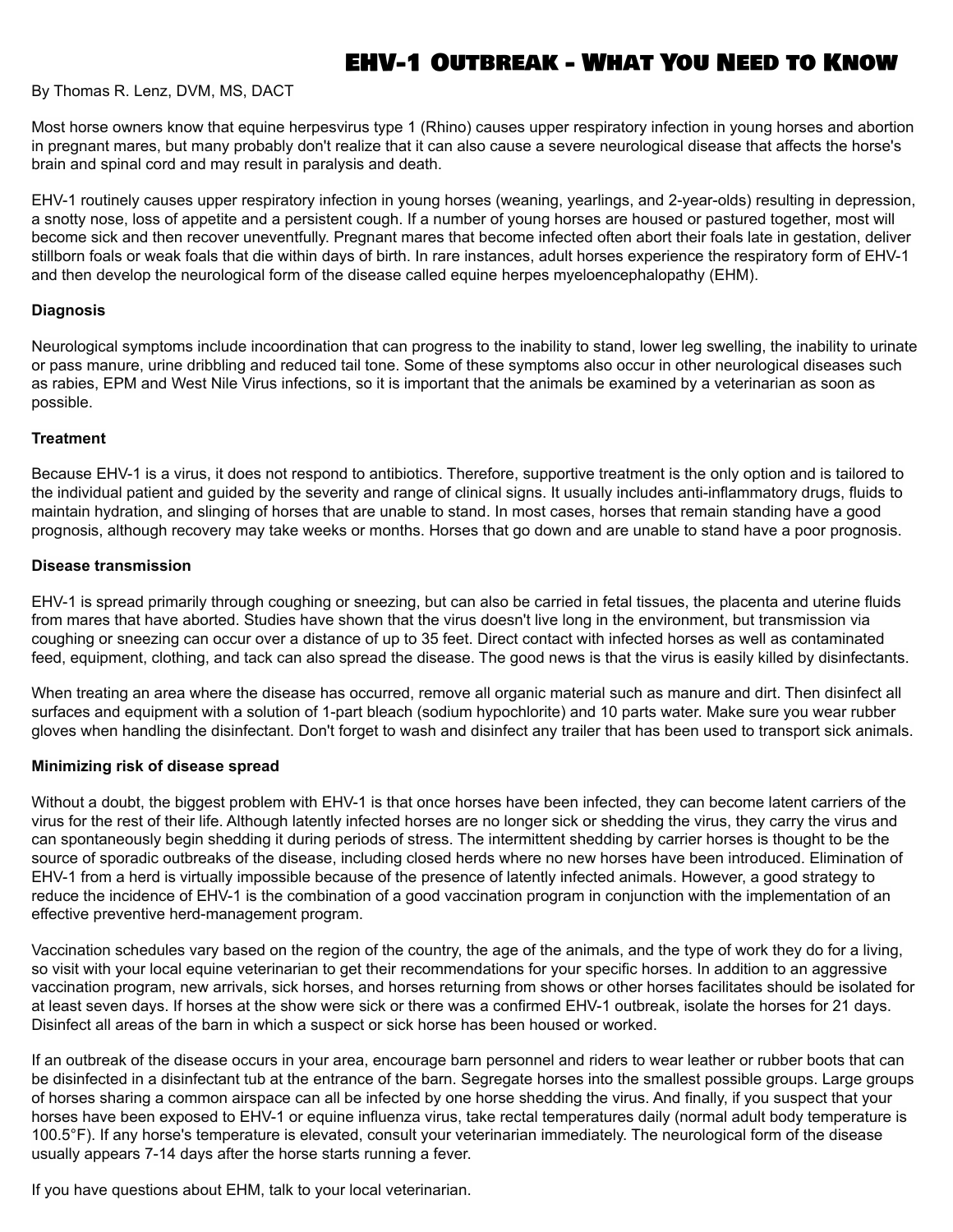# EHV-1 Outbreak - What You Need to Know

By Thomas R. Lenz, DVM, MS, DACT

Most horse owners know that equine herpesvirus type 1 (Rhino) causes upper respiratory infection in young horses and abortion in pregnant mares, but many probably don't realize that it can also cause a severe neurological disease that affects the horse's brain and spinal cord and may result in paralysis and death.

EHV-1 routinely causes upper respiratory infection in young horses (weaning, yearlings, and 2-year-olds) resulting in depression, a snotty nose, loss of appetite and a persistent cough. If a number of young horses are housed or pastured together, most will become sick and then recover uneventfully. Pregnant mares that become infected often abort their foals late in gestation, deliver stillborn foals or weak foals that die within days of birth. In rare instances, adult horses experience the respiratory form of EHV-1 and then develop the neurological form of the disease called equine herpes myeloencephalopathy (EHM).

**Diagnosis**

Neurological symptoms include incoordination that can progress to the inability to stand, lower leg swelling, the inability to urinate or pass manure, urine dribbling and reduced tail tone. Some of these symptoms also occur in other neurological diseases such as rabies, EPM and West Nile Virus infections, so it is important that the animals be examined by a veterinarian as soon as possible.

**Treatment**

Because EHV-1 is a virus, it does not respond to antibiotics. Therefore, supportive treatment is the only option and is tailored to the individual patient and guided by the severity and range of clinical signs. It usually includes anti-inflammatory drugs, fluids to maintain hydration, and slinging of horses that are unable to stand. In most cases, horses that remain standing have a good prognosis, although recovery may take weeks or months. Horses that go down and are unable to stand have a poor prognosis.

**Disease transmission**

EHV-1 is spread primarily through coughing or sneezing, but can also be carried in fetal tissues, the placenta and uterine fluids from mares that have aborted. Studies have shown that the virus doesn't live long in the environment, but transmission via coughing or sneezing can occur over a distance of up to 35 feet. Direct contact with infected horses as well as contaminated feed, equipment, clothing, and tack can also spread the disease. The good news is that the virus is easily killed by disinfectants.

When treating an area where the disease has occurred, remove all organic material such as manure and dirt. Then disinfect all surfaces and equipment with a solution of 1-part bleach (sodium hypochlorite) and 10 parts water. Make sure you wear rubber gloves when handling the disinfectant. Don't forget to wash and disinfect any trailer that has been used to transport sick animals.

**Minimizing risk of disease spread**

Without a doubt, the biggest problem with EHV-1 is that once horses have been infected, they can become latent carriers of the virus for the rest of their life. Although latently infected horses are no longer sick or shedding the virus, they carry the virus and can spontaneously begin shedding it during periods of stress. The intermittent shedding by carrier horses is thought to be the source of sporadic outbreaks of the disease, including closed herds where no new horses have been introduced. Elimination of EHV-1 from a herd is virtually impossible because of the presence of latently infected animals. However, a good strategy to reduce the incidence of EHV-1 is the combination of a good vaccination program in conjunction with the implementation of an effective preventive herd-management program.

Vaccination schedules vary based on the region of the country, the age of the animals, and the type of work they do for a living, so visit with your local equine veterinarian to get their recommendations for your specific horses. In addition to an aggressive vaccination program, new arrivals, sick horses, and horses returning from shows or other horses facilitates should be isolated for at least seven days. If horses at the show were sick or there was a confirmed EHV-1 outbreak, isolate the horses for 21 days. Disinfect all areas of the barn in which a suspect or sick horse has been housed or worked.

If an outbreak of the disease occurs in your area, encourage barn personnel and riders to wear leather or rubber boots that can be disinfected in a disinfectant tub at the entrance of the barn. Segregate horses into the smallest possible groups. Large groups of horses sharing a common airspace can all be infected by one horse shedding the virus. And finally, if you suspect that your horses have been exposed to EHV-1 or equine influenza virus, take rectal temperatures daily (normal adult body temperature is 100.5°F). If any horse's temperature is elevated, consult your veterinarian immediately. The neurological form of the disease usually appears 7-14 days after the horse starts running a fever.

If you have questions about EHM, talk to your local veterinarian.